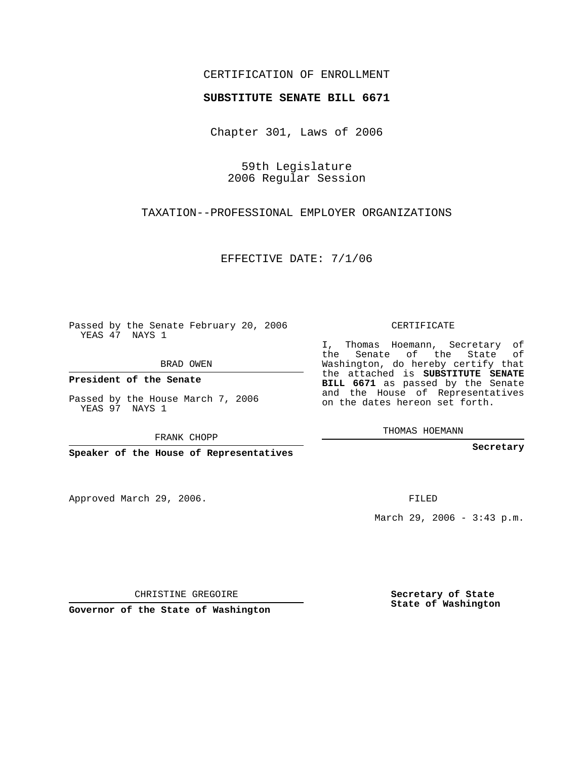CERTIFICATION OF ENROLLMENT

**SUBSTITUTE SENATE BILL 6671**

Chapter 301, Laws of 2006

59th Legislature
2006 Regular Session

TAXATION--PROFESSIONAL EMPLOYER ORGANIZATIONS

EFFECTIVE DATE: 7/1/06

Passed by the Senate February 20, 2006
YEAS 47 NAYS 1

BRAD OWEN

**President of the Senate**

Passed by the House March 7, 2006
YEAS 97 NAYS 1

FRANK CHOPP

**Speaker of the House of Representatives**

Approved March 29, 2006.

CHRISTINE GREGOIRE

**Governor of the State of Washington**

CERTIFICATE

I, Thomas Hoemann, Secretary of the Senate of the State of Washington, do hereby certify that the attached is **SUBSTITUTE SENATE BILL 6671** as passed by the Senate and the House of Representatives on the dates hereon set forth.

THOMAS HOEMANN

**Secretary**

FILED

March 29, 2006 - 3:43 p.m.

**Secretary of State**
**State of Washington**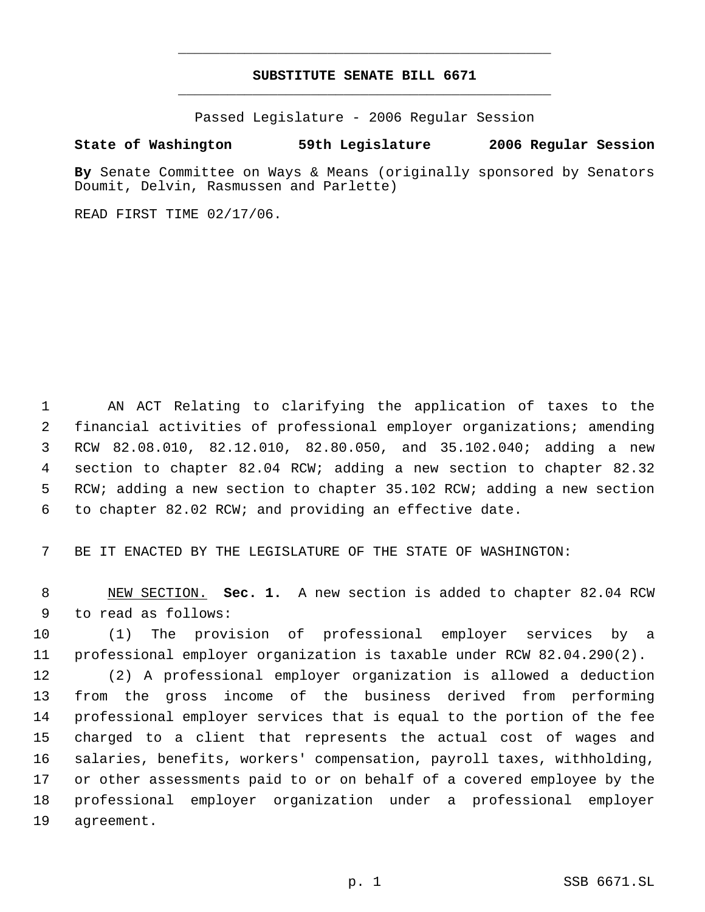# SUBSTITUTE SENATE BILL 6671

Passed Legislature - 2006 Regular Session

**State of Washington 59th Legislature 2006 Regular Session**

**By** Senate Committee on Ways & Means (originally sponsored by Senators Doumit, Delvin, Rasmussen and Parlette)

READ FIRST TIME 02/17/06.

AN ACT Relating to clarifying the application of taxes to the financial activities of professional employer organizations; amending RCW 82.08.010, 82.12.010, 82.80.050, and 35.102.040; adding a new section to chapter 82.04 RCW; adding a new section to chapter 82.32 RCW; adding a new section to chapter 35.102 RCW; adding a new section to chapter 82.02 RCW; and providing an effective date.

BE IT ENACTED BY THE LEGISLATURE OF THE STATE OF WASHINGTON:

NEW SECTION. **Sec. 1.** A new section is added to chapter 82.04 RCW to read as follows:

(1) The provision of professional employer services by a professional employer organization is taxable under RCW 82.04.290(2).

(2) A professional employer organization is allowed a deduction from the gross income of the business derived from performing professional employer services that is equal to the portion of the fee charged to a client that represents the actual cost of wages and salaries, benefits, workers' compensation, payroll taxes, withholding, or other assessments paid to or on behalf of a covered employee by the professional employer organization under a professional employer agreement.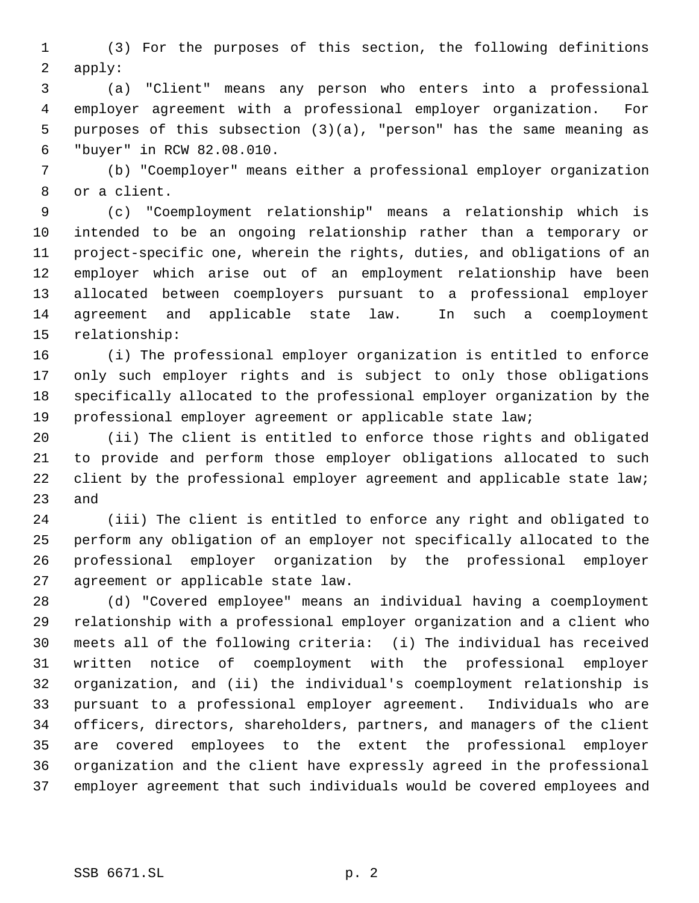(3) For the purposes of this section, the following definitions apply:

(a) "Client" means any person who enters into a professional employer agreement with a professional employer organization. For purposes of this subsection (3)(a), "person" has the same meaning as "buyer" in RCW 82.08.010.

(b) "Coemployer" means either a professional employer organization or a client.

(c) "Coemployment relationship" means a relationship which is intended to be an ongoing relationship rather than a temporary or project-specific one, wherein the rights, duties, and obligations of an employer which arise out of an employment relationship have been allocated between coemployers pursuant to a professional employer agreement and applicable state law. In such a coemployment relationship:

(i) The professional employer organization is entitled to enforce only such employer rights and is subject to only those obligations specifically allocated to the professional employer organization by the professional employer agreement or applicable state law;

(ii) The client is entitled to enforce those rights and obligated to provide and perform those employer obligations allocated to such client by the professional employer agreement and applicable state law; and

(iii) The client is entitled to enforce any right and obligated to perform any obligation of an employer not specifically allocated to the professional employer organization by the professional employer agreement or applicable state law.

(d) "Covered employee" means an individual having a coemployment relationship with a professional employer organization and a client who meets all of the following criteria: (i) The individual has received written notice of coemployment with the professional employer organization, and (ii) the individual's coemployment relationship is pursuant to a professional employer agreement. Individuals who are officers, directors, shareholders, partners, and managers of the client are covered employees to the extent the professional employer organization and the client have expressly agreed in the professional employer agreement that such individuals would be covered employees and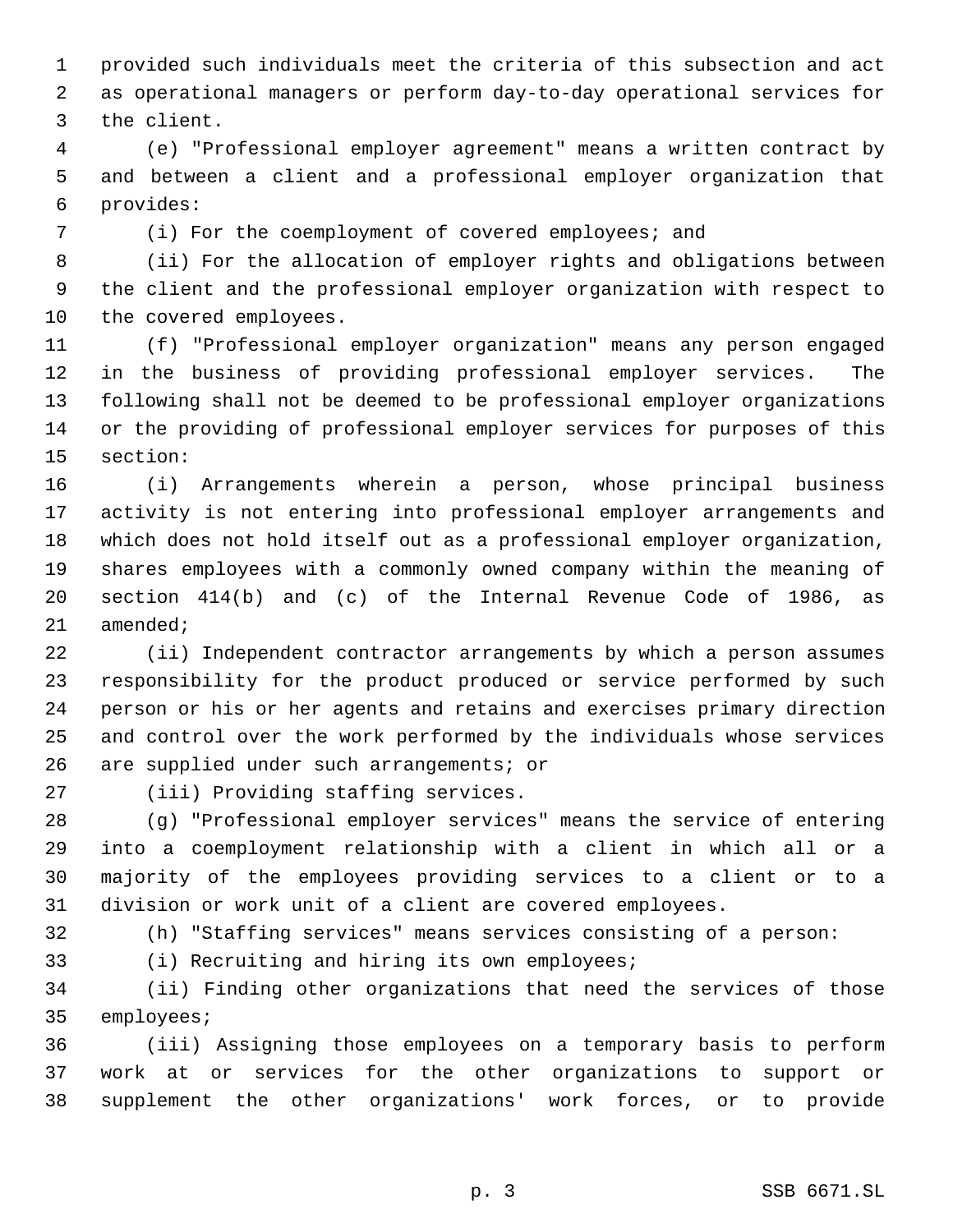provided such individuals meet the criteria of this subsection and act as operational managers or perform day-to-day operational services for the client.

(e) "Professional employer agreement" means a written contract by and between a client and a professional employer organization that provides:

(i) For the coemployment of covered employees; and

(ii) For the allocation of employer rights and obligations between the client and the professional employer organization with respect to the covered employees.

(f) "Professional employer organization" means any person engaged in the business of providing professional employer services. The following shall not be deemed to be professional employer organizations or the providing of professional employer services for purposes of this section:

(i) Arrangements wherein a person, whose principal business activity is not entering into professional employer arrangements and which does not hold itself out as a professional employer organization, shares employees with a commonly owned company within the meaning of section 414(b) and (c) of the Internal Revenue Code of 1986, as amended;

(ii) Independent contractor arrangements by which a person assumes responsibility for the product produced or service performed by such person or his or her agents and retains and exercises primary direction and control over the work performed by the individuals whose services are supplied under such arrangements; or

(iii) Providing staffing services.

(g) "Professional employer services" means the service of entering into a coemployment relationship with a client in which all or a majority of the employees providing services to a client or to a division or work unit of a client are covered employees.

(h) "Staffing services" means services consisting of a person:

(i) Recruiting and hiring its own employees;

(ii) Finding other organizations that need the services of those employees;

(iii) Assigning those employees on a temporary basis to perform work at or services for the other organizations to support or supplement the other organizations' work forces, or to provide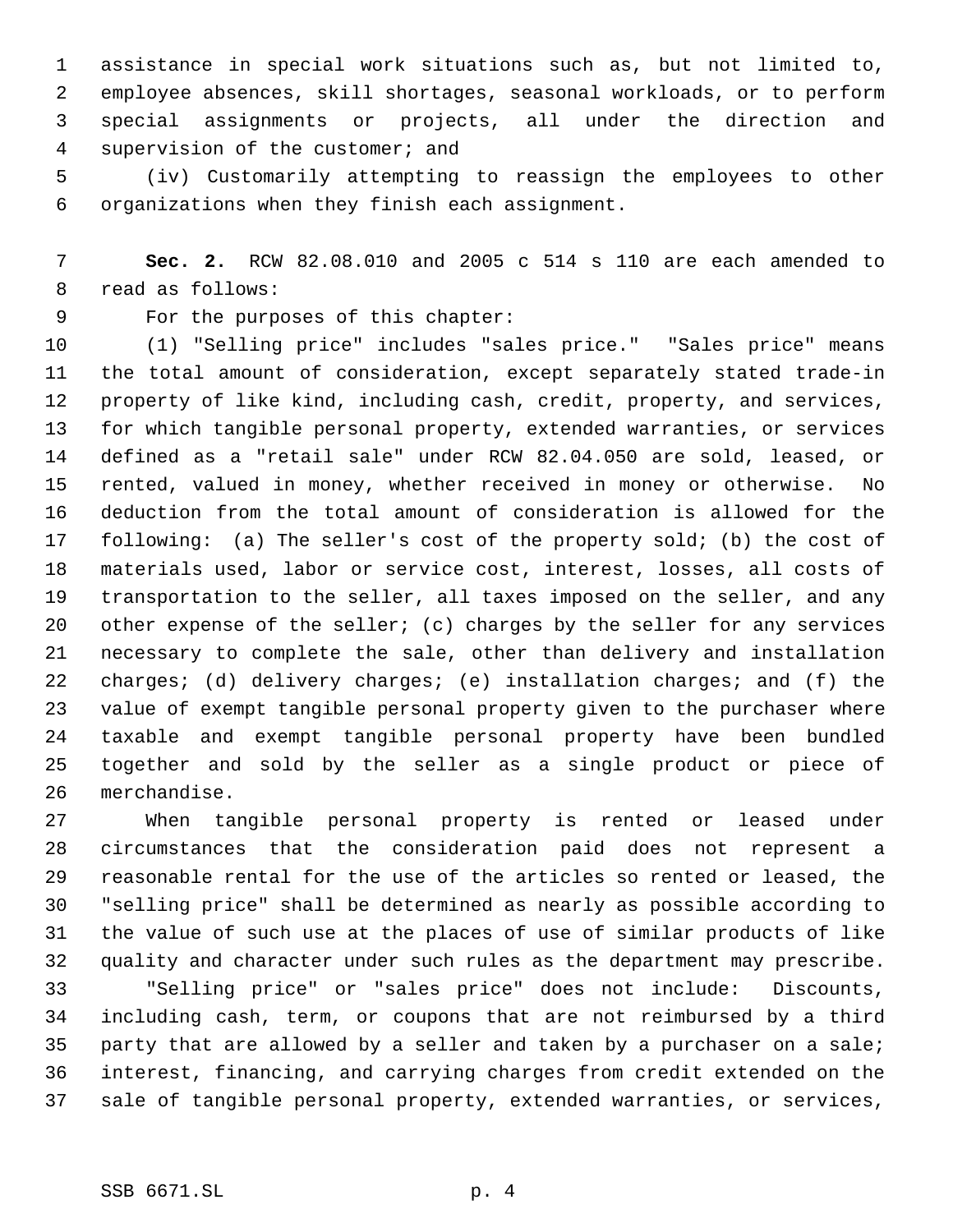assistance in special work situations such as, but not limited to, employee absences, skill shortages, seasonal workloads, or to perform special assignments or projects, all under the direction and supervision of the customer; and

(iv) Customarily attempting to reassign the employees to other organizations when they finish each assignment.

**Sec. 2.** RCW 82.08.010 and 2005 c 514 s 110 are each amended to read as follows:

For the purposes of this chapter:

(1) "Selling price" includes "sales price." "Sales price" means the total amount of consideration, except separately stated trade-in property of like kind, including cash, credit, property, and services, for which tangible personal property, extended warranties, or services defined as a "retail sale" under RCW 82.04.050 are sold, leased, or rented, valued in money, whether received in money or otherwise. No deduction from the total amount of consideration is allowed for the following: (a) The seller's cost of the property sold; (b) the cost of materials used, labor or service cost, interest, losses, all costs of transportation to the seller, all taxes imposed on the seller, and any other expense of the seller; (c) charges by the seller for any services necessary to complete the sale, other than delivery and installation charges; (d) delivery charges; (e) installation charges; and (f) the value of exempt tangible personal property given to the purchaser where taxable and exempt tangible personal property have been bundled together and sold by the seller as a single product or piece of merchandise.

When tangible personal property is rented or leased under circumstances that the consideration paid does not represent a reasonable rental for the use of the articles so rented or leased, the "selling price" shall be determined as nearly as possible according to the value of such use at the places of use of similar products of like quality and character under such rules as the department may prescribe.

"Selling price" or "sales price" does not include: Discounts, including cash, term, or coupons that are not reimbursed by a third party that are allowed by a seller and taken by a purchaser on a sale; interest, financing, and carrying charges from credit extended on the sale of tangible personal property, extended warranties, or services,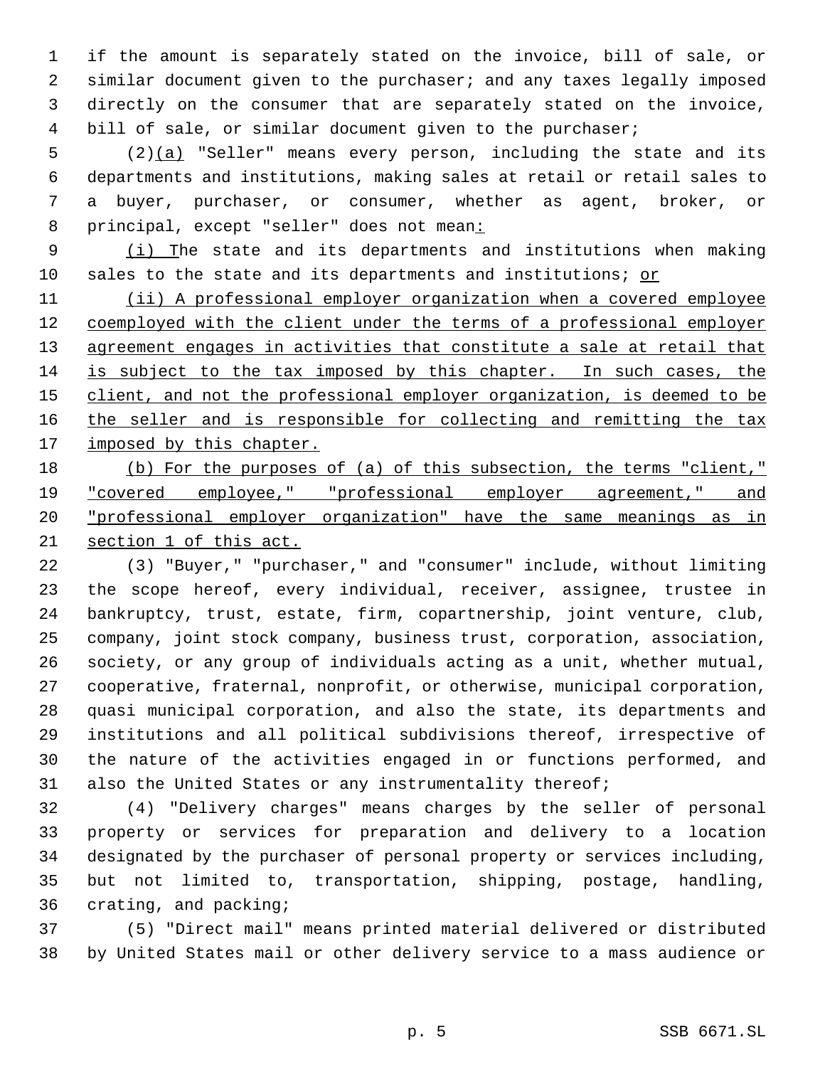if the amount is separately stated on the invoice, bill of sale, or similar document given to the purchaser; and any taxes legally imposed directly on the consumer that are separately stated on the invoice, bill of sale, or similar document given to the purchaser;

(2)(a) "Seller" means every person, including the state and its departments and institutions, making sales at retail or retail sales to a buyer, purchaser, or consumer, whether as agent, broker, or principal, except "seller" does not mean:

(i) The state and its departments and institutions when making sales to the state and its departments and institutions; or

(ii) A professional employer organization when a covered employee coemployed with the client under the terms of a professional employer agreement engages in activities that constitute a sale at retail that is subject to the tax imposed by this chapter. In such cases, the client, and not the professional employer organization, is deemed to be the seller and is responsible for collecting and remitting the tax imposed by this chapter.

(b) For the purposes of (a) of this subsection, the terms "client," "covered employee," "professional employer agreement," and "professional employer organization" have the same meanings as in section 1 of this act.

(3) "Buyer," "purchaser," and "consumer" include, without limiting the scope hereof, every individual, receiver, assignee, trustee in bankruptcy, trust, estate, firm, copartnership, joint venture, club, company, joint stock company, business trust, corporation, association, society, or any group of individuals acting as a unit, whether mutual, cooperative, fraternal, nonprofit, or otherwise, municipal corporation, quasi municipal corporation, and also the state, its departments and institutions and all political subdivisions thereof, irrespective of the nature of the activities engaged in or functions performed, and also the United States or any instrumentality thereof;

(4) "Delivery charges" means charges by the seller of personal property or services for preparation and delivery to a location designated by the purchaser of personal property or services including, but not limited to, transportation, shipping, postage, handling, crating, and packing;

(5) "Direct mail" means printed material delivered or distributed by United States mail or other delivery service to a mass audience or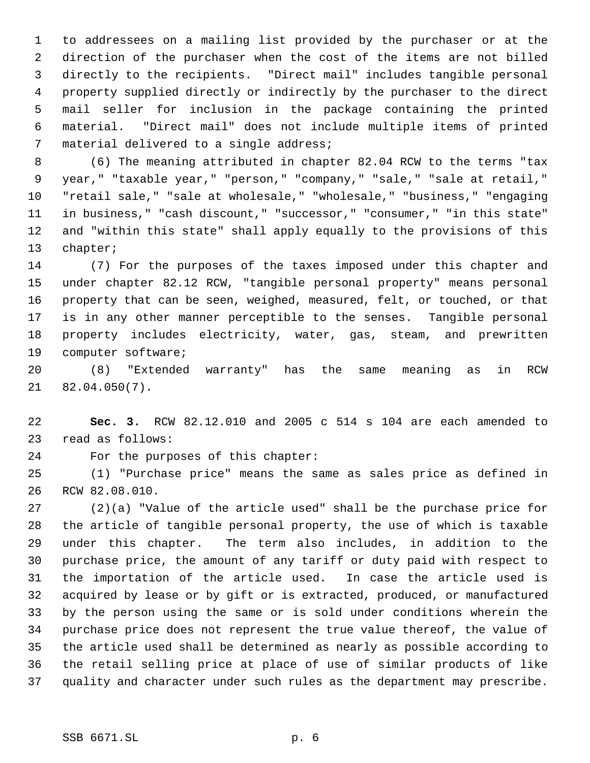to addressees on a mailing list provided by the purchaser or at the direction of the purchaser when the cost of the items are not billed directly to the recipients. "Direct mail" includes tangible personal property supplied directly or indirectly by the purchaser to the direct mail seller for inclusion in the package containing the printed material. "Direct mail" does not include multiple items of printed material delivered to a single address;

(6) The meaning attributed in chapter 82.04 RCW to the terms "tax year," "taxable year," "person," "company," "sale," "sale at retail," "retail sale," "sale at wholesale," "wholesale," "business," "engaging in business," "cash discount," "successor," "consumer," "in this state" and "within this state" shall apply equally to the provisions of this chapter;

(7) For the purposes of the taxes imposed under this chapter and under chapter 82.12 RCW, "tangible personal property" means personal property that can be seen, weighed, measured, felt, or touched, or that is in any other manner perceptible to the senses. Tangible personal property includes electricity, water, gas, steam, and prewritten computer software;

(8) "Extended warranty" has the same meaning as in RCW 82.04.050(7).

**Sec. 3.** RCW 82.12.010 and 2005 c 514 s 104 are each amended to read as follows:

For the purposes of this chapter:

(1) "Purchase price" means the same as sales price as defined in RCW 82.08.010.

(2)(a) "Value of the article used" shall be the purchase price for the article of tangible personal property, the use of which is taxable under this chapter. The term also includes, in addition to the purchase price, the amount of any tariff or duty paid with respect to the importation of the article used. In case the article used is acquired by lease or by gift or is extracted, produced, or manufactured by the person using the same or is sold under conditions wherein the purchase price does not represent the true value thereof, the value of the article used shall be determined as nearly as possible according to the retail selling price at place of use of similar products of like quality and character under such rules as the department may prescribe.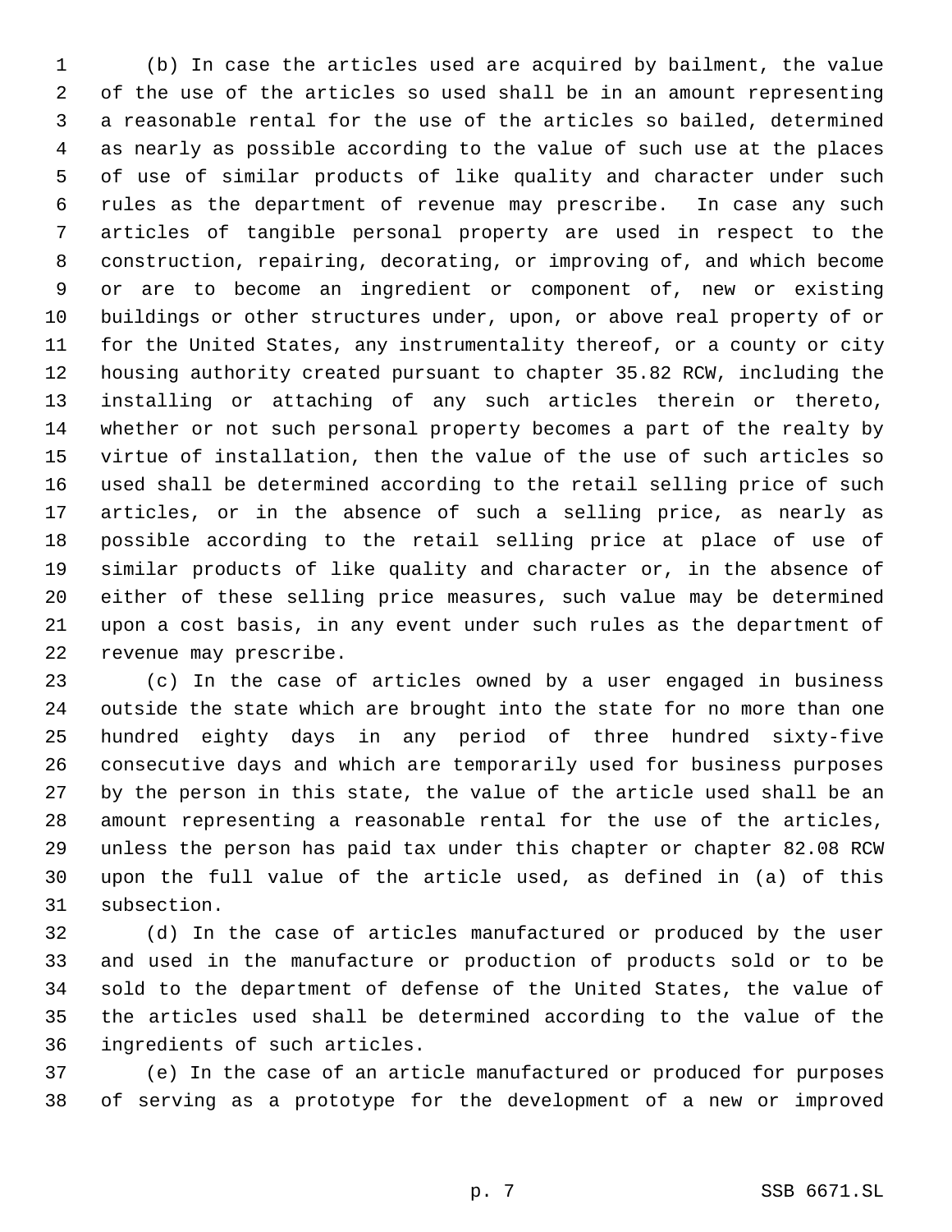(b) In case the articles used are acquired by bailment, the value of the use of the articles so used shall be in an amount representing a reasonable rental for the use of the articles so bailed, determined as nearly as possible according to the value of such use at the places of use of similar products of like quality and character under such rules as the department of revenue may prescribe. In case any such articles of tangible personal property are used in respect to the construction, repairing, decorating, or improving of, and which become or are to become an ingredient or component of, new or existing buildings or other structures under, upon, or above real property of or for the United States, any instrumentality thereof, or a county or city housing authority created pursuant to chapter 35.82 RCW, including the installing or attaching of any such articles therein or thereto, whether or not such personal property becomes a part of the realty by virtue of installation, then the value of the use of such articles so used shall be determined according to the retail selling price of such articles, or in the absence of such a selling price, as nearly as possible according to the retail selling price at place of use of similar products of like quality and character or, in the absence of either of these selling price measures, such value may be determined upon a cost basis, in any event under such rules as the department of revenue may prescribe.

(c) In the case of articles owned by a user engaged in business outside the state which are brought into the state for no more than one hundred eighty days in any period of three hundred sixty-five consecutive days and which are temporarily used for business purposes by the person in this state, the value of the article used shall be an amount representing a reasonable rental for the use of the articles, unless the person has paid tax under this chapter or chapter 82.08 RCW upon the full value of the article used, as defined in (a) of this subsection.

(d) In the case of articles manufactured or produced by the user and used in the manufacture or production of products sold or to be sold to the department of defense of the United States, the value of the articles used shall be determined according to the value of the ingredients of such articles.

(e) In the case of an article manufactured or produced for purposes of serving as a prototype for the development of a new or improved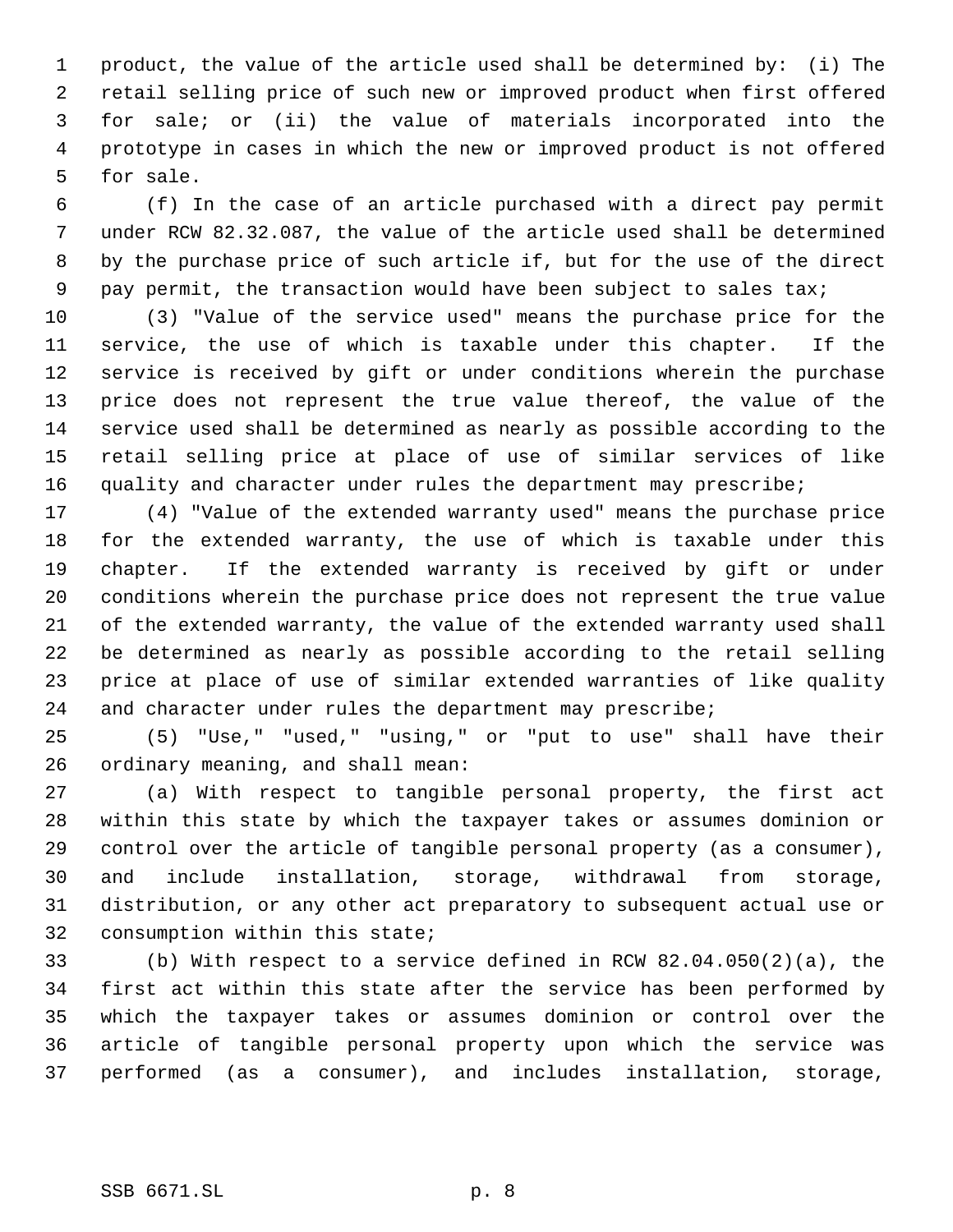product, the value of the article used shall be determined by: (i) The retail selling price of such new or improved product when first offered for sale; or (ii) the value of materials incorporated into the prototype in cases in which the new or improved product is not offered for sale.

(f) In the case of an article purchased with a direct pay permit under RCW 82.32.087, the value of the article used shall be determined by the purchase price of such article if, but for the use of the direct pay permit, the transaction would have been subject to sales tax;

(3) "Value of the service used" means the purchase price for the service, the use of which is taxable under this chapter. If the service is received by gift or under conditions wherein the purchase price does not represent the true value thereof, the value of the service used shall be determined as nearly as possible according to the retail selling price at place of use of similar services of like quality and character under rules the department may prescribe;

(4) "Value of the extended warranty used" means the purchase price for the extended warranty, the use of which is taxable under this chapter. If the extended warranty is received by gift or under conditions wherein the purchase price does not represent the true value of the extended warranty, the value of the extended warranty used shall be determined as nearly as possible according to the retail selling price at place of use of similar extended warranties of like quality and character under rules the department may prescribe;

(5) "Use," "used," "using," or "put to use" shall have their ordinary meaning, and shall mean:

(a) With respect to tangible personal property, the first act within this state by which the taxpayer takes or assumes dominion or control over the article of tangible personal property (as a consumer), and include installation, storage, withdrawal from storage, distribution, or any other act preparatory to subsequent actual use or consumption within this state;

(b) With respect to a service defined in RCW 82.04.050(2)(a), the first act within this state after the service has been performed by which the taxpayer takes or assumes dominion or control over the article of tangible personal property upon which the service was performed (as a consumer), and includes installation, storage,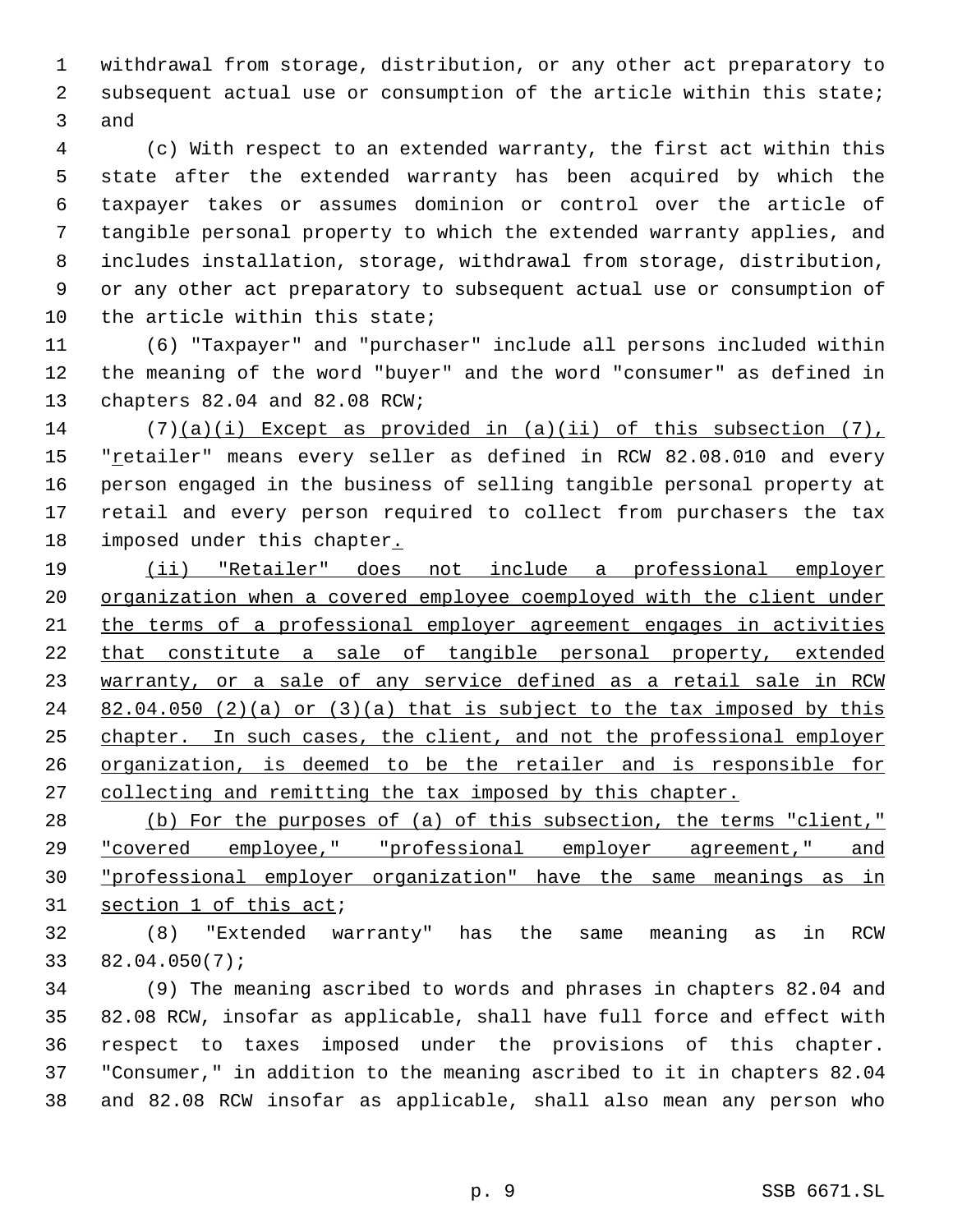withdrawal from storage, distribution, or any other act preparatory to subsequent actual use or consumption of the article within this state; and

(c) With respect to an extended warranty, the first act within this state after the extended warranty has been acquired by which the taxpayer takes or assumes dominion or control over the article of tangible personal property to which the extended warranty applies, and includes installation, storage, withdrawal from storage, distribution, or any other act preparatory to subsequent actual use or consumption of the article within this state;

(6) "Taxpayer" and "purchaser" include all persons included within the meaning of the word "buyer" and the word "consumer" as defined in chapters 82.04 and 82.08 RCW;

(7)<u>(a)(i) Except as provided in (a)(ii) of this subsection (7),</u> "<u>r</u>etailer" means every seller as defined in RCW 82.08.010 and every person engaged in the business of selling tangible personal property at retail and every person required to collect from purchasers the tax imposed under this chapter<u>.</u>

<u>(ii) "Retailer" does not include a professional employer organization when a covered employee coemployed with the client under the terms of a professional employer agreement engages in activities that constitute a sale of tangible personal property, extended warranty, or a sale of any service defined as a retail sale in RCW 82.04.050 (2)(a) or (3)(a) that is subject to the tax imposed by this chapter. In such cases, the client, and not the professional employer organization, is deemed to be the retailer and is responsible for collecting and remitting the tax imposed by this chapter.</u>

<u>(b) For the purposes of (a) of this subsection, the terms "client," "covered employee," "professional employer agreement," and "professional employer organization" have the same meanings as in section 1 of this act</u>;

(8) "Extended warranty" has the same meaning as in RCW 82.04.050(7);

(9) The meaning ascribed to words and phrases in chapters 82.04 and 82.08 RCW, insofar as applicable, shall have full force and effect with respect to taxes imposed under the provisions of this chapter. "Consumer," in addition to the meaning ascribed to it in chapters 82.04 and 82.08 RCW insofar as applicable, shall also mean any person who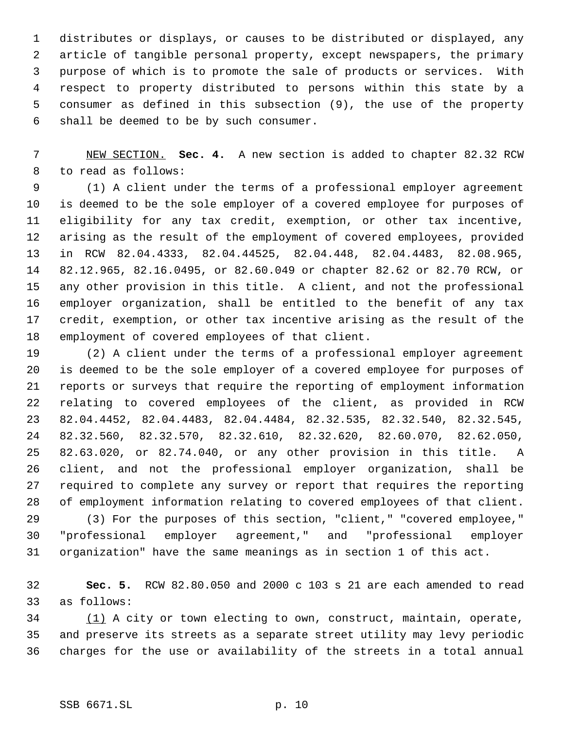distributes or displays, or causes to be distributed or displayed, any article of tangible personal property, except newspapers, the primary purpose of which is to promote the sale of products or services. With respect to property distributed to persons within this state by a consumer as defined in this subsection (9), the use of the property shall be deemed to be by such consumer.

NEW SECTION. **Sec. 4.** A new section is added to chapter 82.32 RCW to read as follows:

(1) A client under the terms of a professional employer agreement is deemed to be the sole employer of a covered employee for purposes of eligibility for any tax credit, exemption, or other tax incentive, arising as the result of the employment of covered employees, provided in RCW 82.04.4333, 82.04.44525, 82.04.448, 82.04.4483, 82.08.965, 82.12.965, 82.16.0495, or 82.60.049 or chapter 82.62 or 82.70 RCW, or any other provision in this title. A client, and not the professional employer organization, shall be entitled to the benefit of any tax credit, exemption, or other tax incentive arising as the result of the employment of covered employees of that client.

(2) A client under the terms of a professional employer agreement is deemed to be the sole employer of a covered employee for purposes of reports or surveys that require the reporting of employment information relating to covered employees of the client, as provided in RCW 82.04.4452, 82.04.4483, 82.04.4484, 82.32.535, 82.32.540, 82.32.545, 82.32.560, 82.32.570, 82.32.610, 82.32.620, 82.60.070, 82.62.050, 82.63.020, or 82.74.040, or any other provision in this title. A client, and not the professional employer organization, shall be required to complete any survey or report that requires the reporting of employment information relating to covered employees of that client.

(3) For the purposes of this section, "client," "covered employee," "professional employer agreement," and "professional employer organization" have the same meanings as in section 1 of this act.

**Sec. 5.** RCW 82.80.050 and 2000 c 103 s 21 are each amended to read as follows:

(1) A city or town electing to own, construct, maintain, operate, and preserve its streets as a separate street utility may levy periodic charges for the use or availability of the streets in a total annual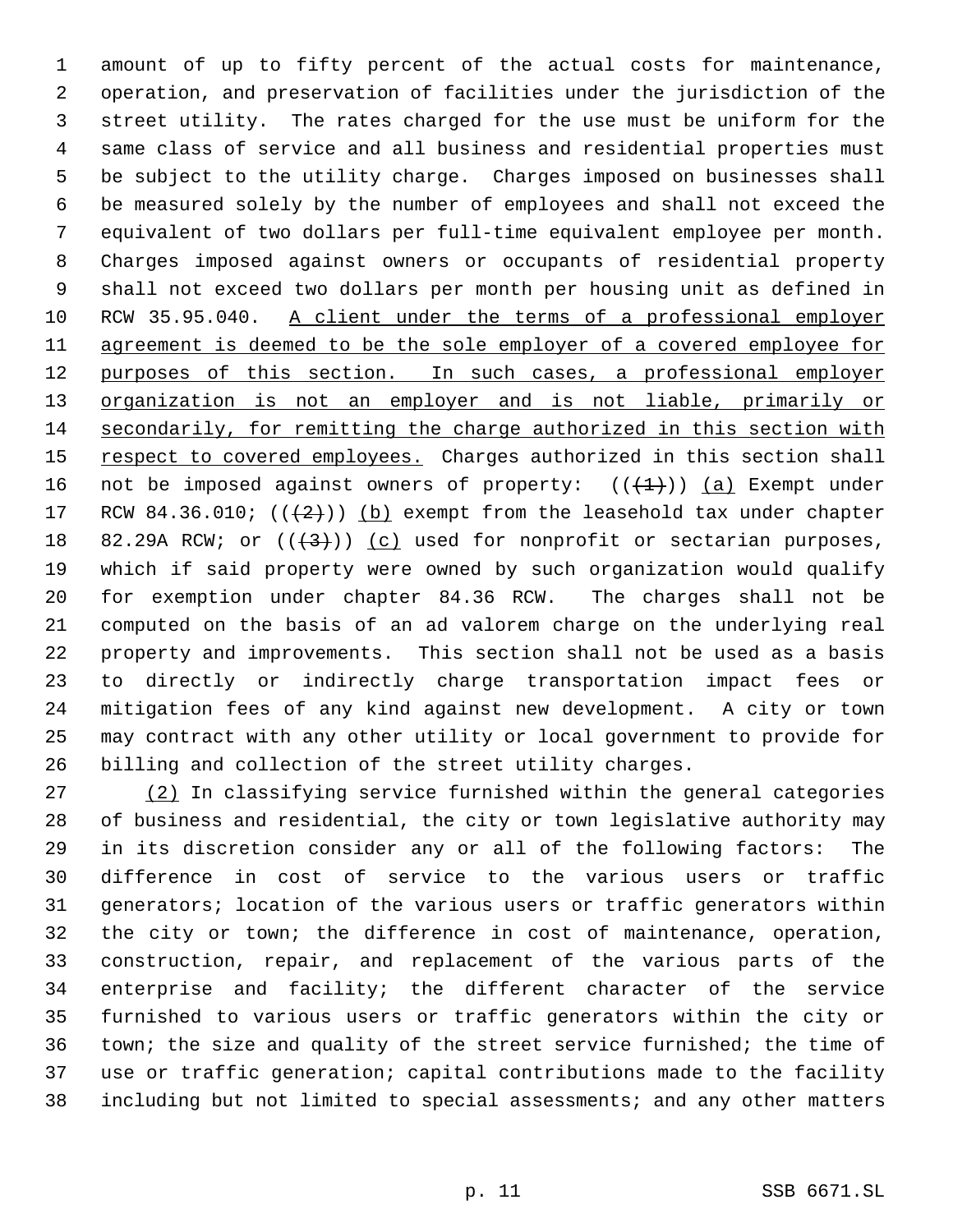amount of up to fifty percent of the actual costs for maintenance, operation, and preservation of facilities under the jurisdiction of the street utility. The rates charged for the use must be uniform for the same class of service and all business and residential properties must be subject to the utility charge. Charges imposed on businesses shall be measured solely by the number of employees and shall not exceed the equivalent of two dollars per full-time equivalent employee per month. Charges imposed against owners or occupants of residential property shall not exceed two dollars per month per housing unit as defined in RCW 35.95.040. <u>A client under the terms of a professional employer agreement is deemed to be the sole employer of a covered employee for purposes of this section. In such cases, a professional employer organization is not an employer and is not liable, primarily or secondarily, for remitting the charge authorized in this section with respect to covered employees.</u> Charges authorized in this section shall not be imposed against owners of property: ((~~(1)~~)) <u>(a)</u> Exempt under RCW 84.36.010; ((~~(2)~~)) <u>(b)</u> exempt from the leasehold tax under chapter 82.29A RCW; or ((~~(3)~~)) <u>(c)</u> used for nonprofit or sectarian purposes, which if said property were owned by such organization would qualify for exemption under chapter 84.36 RCW. The charges shall not be computed on the basis of an ad valorem charge on the underlying real property and improvements. This section shall not be used as a basis to directly or indirectly charge transportation impact fees or mitigation fees of any kind against new development. A city or town may contract with any other utility or local government to provide for billing and collection of the street utility charges.

<u>(2)</u> In classifying service furnished within the general categories of business and residential, the city or town legislative authority may in its discretion consider any or all of the following factors: The difference in cost of service to the various users or traffic generators; location of the various users or traffic generators within the city or town; the difference in cost of maintenance, operation, construction, repair, and replacement of the various parts of the enterprise and facility; the different character of the service furnished to various users or traffic generators within the city or town; the size and quality of the street service furnished; the time of use or traffic generation; capital contributions made to the facility including but not limited to special assessments; and any other matters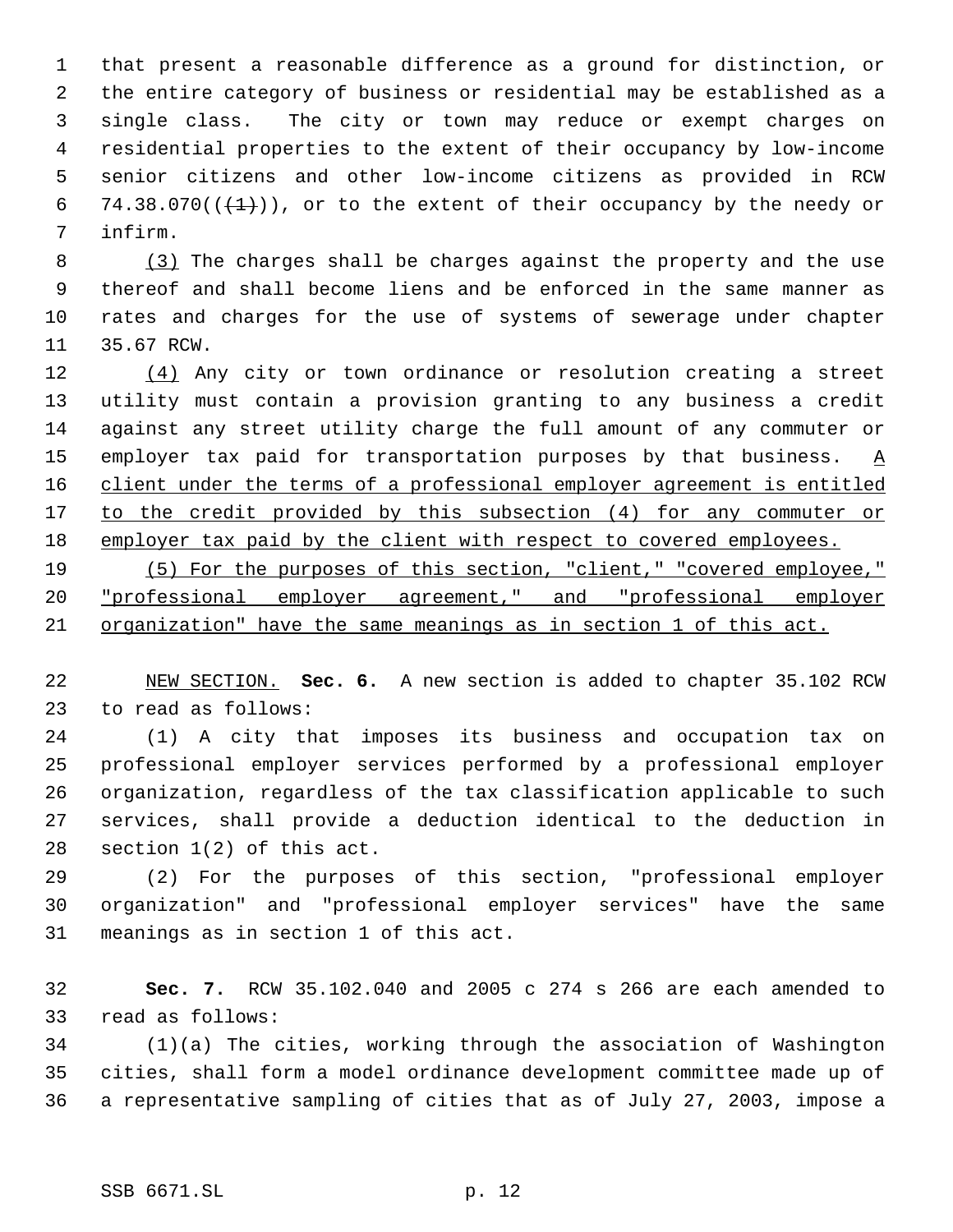that present a reasonable difference as a ground for distinction, or the entire category of business or residential may be established as a single class. The city or town may reduce or exempt charges on residential properties to the extent of their occupancy by low-income senior citizens and other low-income citizens as provided in RCW 74.38.070(((1))), or to the extent of their occupancy by the needy or infirm.

<u>(3)</u> The charges shall be charges against the property and the use thereof and shall become liens and be enforced in the same manner as rates and charges for the use of systems of sewerage under chapter 35.67 RCW.

<u>(4)</u> Any city or town ordinance or resolution creating a street utility must contain a provision granting to any business a credit against any street utility charge the full amount of any commuter or employer tax paid for transportation purposes by that business. <u>A client under the terms of a professional employer agreement is entitled to the credit provided by this subsection (4) for any commuter or employer tax paid by the client with respect to covered employees.</u>

<u>(5) For the purposes of this section, "client," "covered employee," "professional employer agreement," and "professional employer organization" have the same meanings as in section 1 of this act.</u>

<u>NEW SECTION.</u> **Sec. 6.** A new section is added to chapter 35.102 RCW to read as follows:

(1) A city that imposes its business and occupation tax on professional employer services performed by a professional employer organization, regardless of the tax classification applicable to such services, shall provide a deduction identical to the deduction in section 1(2) of this act.

(2) For the purposes of this section, "professional employer organization" and "professional employer services" have the same meanings as in section 1 of this act.

**Sec. 7.** RCW 35.102.040 and 2005 c 274 s 266 are each amended to read as follows:

(1)(a) The cities, working through the association of Washington cities, shall form a model ordinance development committee made up of a representative sampling of cities that as of July 27, 2003, impose a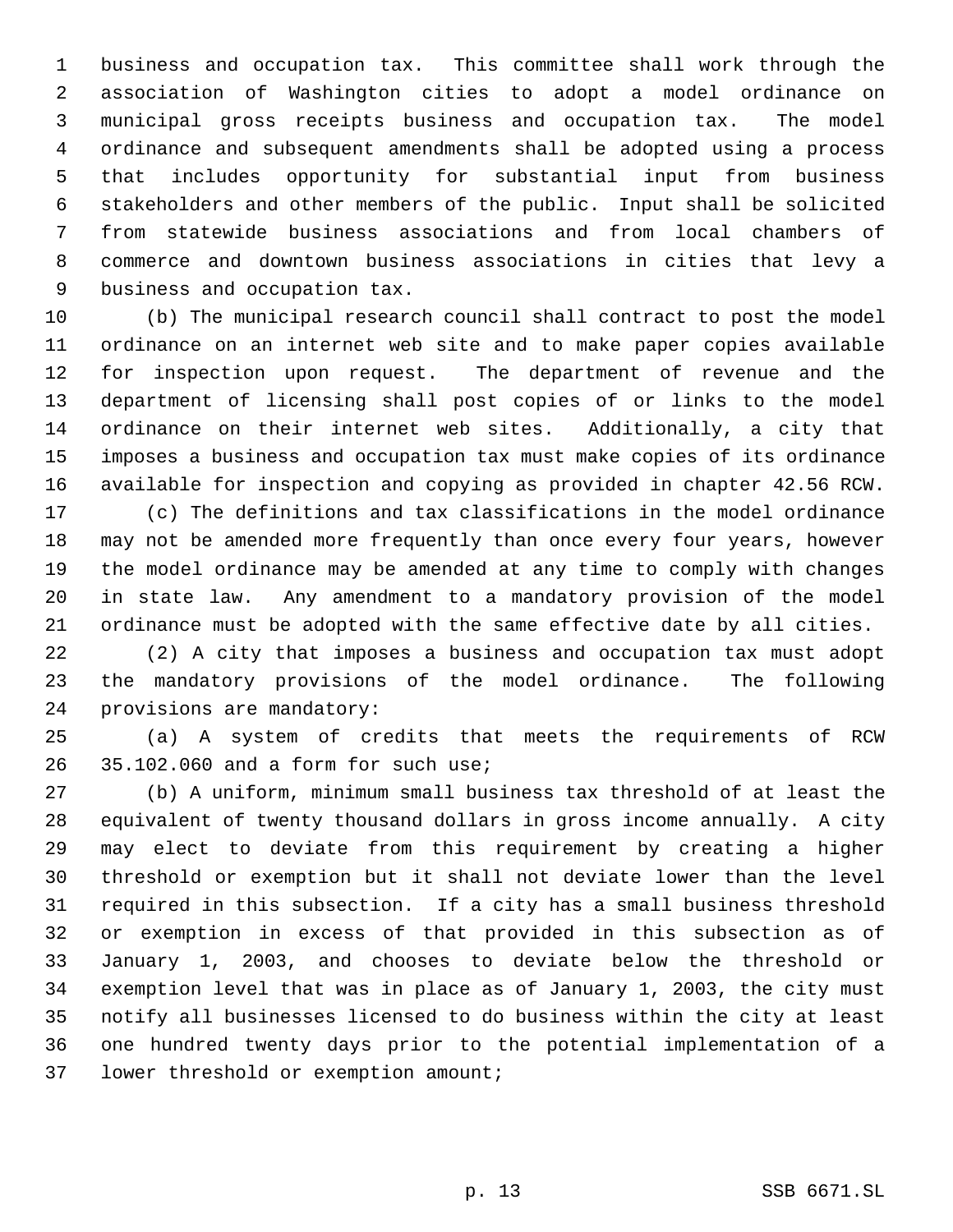business and occupation tax. This committee shall work through the association of Washington cities to adopt a model ordinance on municipal gross receipts business and occupation tax. The model ordinance and subsequent amendments shall be adopted using a process that includes opportunity for substantial input from business stakeholders and other members of the public. Input shall be solicited from statewide business associations and from local chambers of commerce and downtown business associations in cities that levy a business and occupation tax.

(b) The municipal research council shall contract to post the model ordinance on an internet web site and to make paper copies available for inspection upon request. The department of revenue and the department of licensing shall post copies of or links to the model ordinance on their internet web sites. Additionally, a city that imposes a business and occupation tax must make copies of its ordinance available for inspection and copying as provided in chapter 42.56 RCW.

(c) The definitions and tax classifications in the model ordinance may not be amended more frequently than once every four years, however the model ordinance may be amended at any time to comply with changes in state law. Any amendment to a mandatory provision of the model ordinance must be adopted with the same effective date by all cities.

(2) A city that imposes a business and occupation tax must adopt the mandatory provisions of the model ordinance. The following provisions are mandatory:

(a) A system of credits that meets the requirements of RCW 35.102.060 and a form for such use;

(b) A uniform, minimum small business tax threshold of at least the equivalent of twenty thousand dollars in gross income annually. A city may elect to deviate from this requirement by creating a higher threshold or exemption but it shall not deviate lower than the level required in this subsection. If a city has a small business threshold or exemption in excess of that provided in this subsection as of January 1, 2003, and chooses to deviate below the threshold or exemption level that was in place as of January 1, 2003, the city must notify all businesses licensed to do business within the city at least one hundred twenty days prior to the potential implementation of a lower threshold or exemption amount;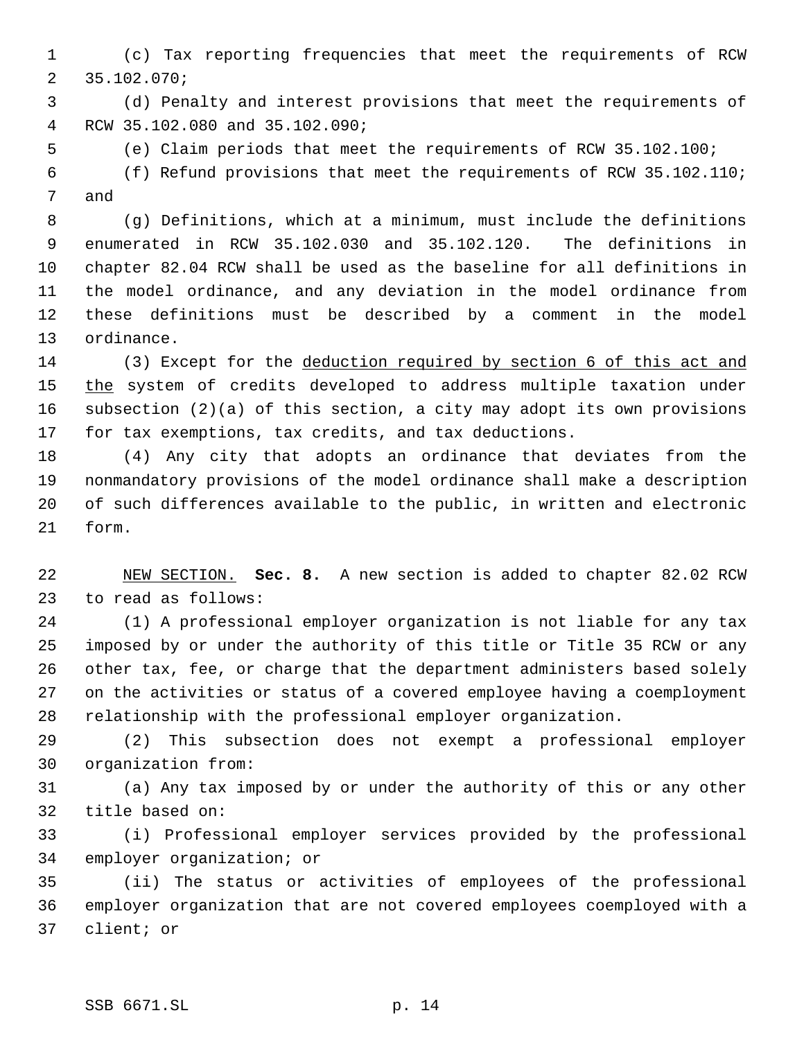(c) Tax reporting frequencies that meet the requirements of RCW 35.102.070;

(d) Penalty and interest provisions that meet the requirements of RCW 35.102.080 and 35.102.090;

(e) Claim periods that meet the requirements of RCW 35.102.100;

(f) Refund provisions that meet the requirements of RCW 35.102.110; and

(g) Definitions, which at a minimum, must include the definitions enumerated in RCW 35.102.030 and 35.102.120. The definitions in chapter 82.04 RCW shall be used as the baseline for all definitions in the model ordinance, and any deviation in the model ordinance from these definitions must be described by a comment in the model ordinance.

(3) Except for the <u>deduction required by section 6 of this act and the</u> system of credits developed to address multiple taxation under subsection (2)(a) of this section, a city may adopt its own provisions for tax exemptions, tax credits, and tax deductions.

(4) Any city that adopts an ordinance that deviates from the nonmandatory provisions of the model ordinance shall make a description of such differences available to the public, in written and electronic form.

<u>NEW SECTION.</u> **Sec. 8.** A new section is added to chapter 82.02 RCW to read as follows:

(1) A professional employer organization is not liable for any tax imposed by or under the authority of this title or Title 35 RCW or any other tax, fee, or charge that the department administers based solely on the activities or status of a covered employee having a coemployment relationship with the professional employer organization.

(2) This subsection does not exempt a professional employer organization from:

(a) Any tax imposed by or under the authority of this or any other title based on:

(i) Professional employer services provided by the professional employer organization; or

(ii) The status or activities of employees of the professional employer organization that are not covered employees coemployed with a client; or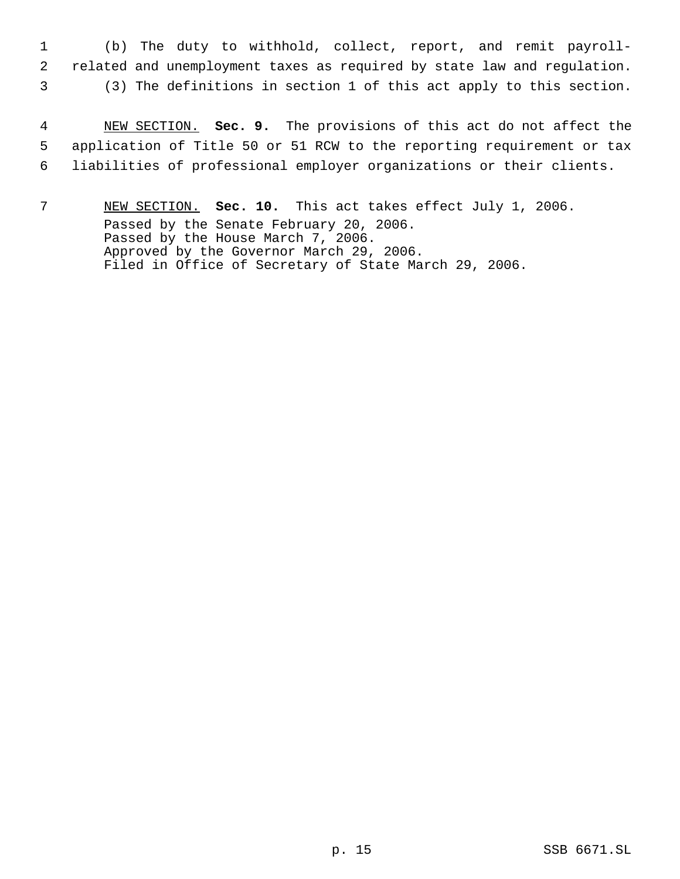(b) The duty to withhold, collect, report, and remit payroll-related and unemployment taxes as required by state law and regulation.

(3) The definitions in section 1 of this act apply to this section.

NEW SECTION. **Sec. 9.** The provisions of this act do not affect the application of Title 50 or 51 RCW to the reporting requirement or tax liabilities of professional employer organizations or their clients.

NEW SECTION. **Sec. 10.** This act takes effect July 1, 2006.

Passed by the Senate February 20, 2006.
Passed by the House March 7, 2006.
Approved by the Governor March 29, 2006.
Filed in Office of Secretary of State March 29, 2006.